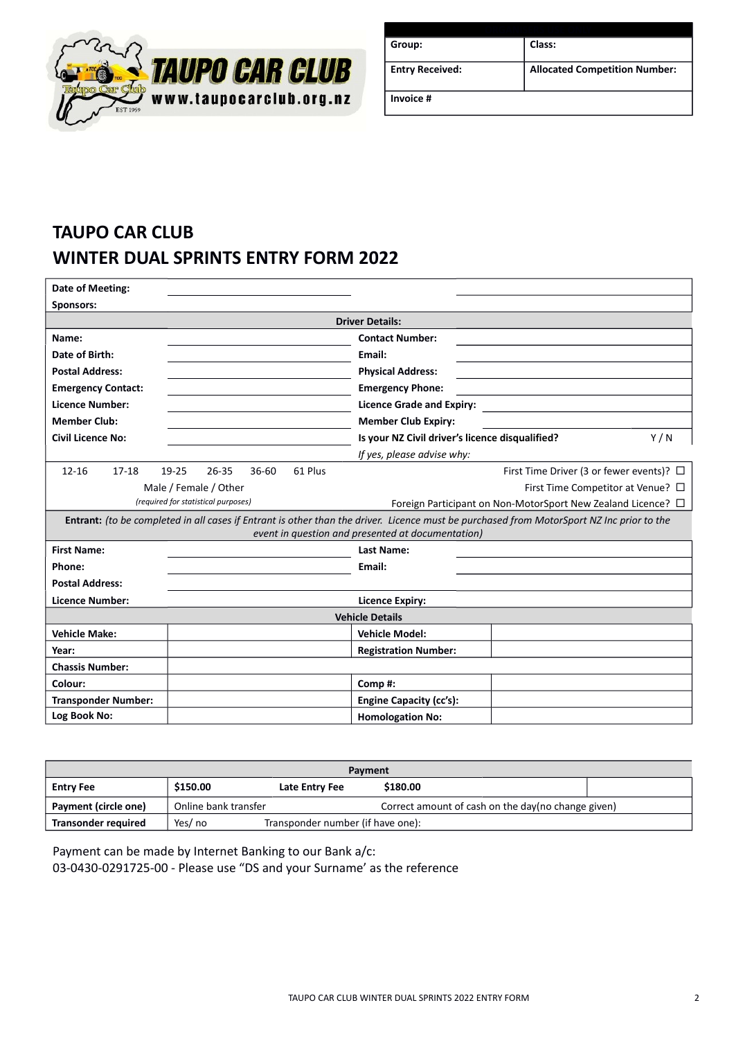TAUPO CAR CLUB www.taupocarclub.org.nz

| Group: | Class: |
|---|---|
| Entry Received: | Allocated Competition Number: |
| Invoice # | |

# TAUPO CAR CLUB
# WINTER DUAL SPRINTS ENTRY FORM 2022

| | | | |
|---|---|---|---|
| **Date of Meeting:** | | | |
| **Sponsors:** | | | |
| **Driver Details:** | | | |
| **Name:** | | **Contact Number:** | |
| **Date of Birth:** | | **Email:** | |
| **Postal Address:** | | **Physical Address:** | |
| **Emergency Contact:** | | **Emergency Phone:** | |
| **Licence Number:** | | **Licence Grade and Expiry:** | |
| **Member Club:** | | **Member Club Expiry:** | |
| **Civil Licence No:** | | **Is your NZ Civil driver's licence disqualified?** | Y / N |
| | | *If yes, please advise why:* | |
| 12-16 17-18 19-25 26-35 36-60 61 Plus | | First Time Driver (3 or fewer events)? ☐ | |
| Male / Female / Other | | First Time Competitor at Venue? ☐ | |
| *(required for statistical purposes)* | | Foreign Participant on Non-MotorSport New Zealand Licence? ☐ | |
| **Entrant:** *(to be completed in all cases if Entrant is other than the driver. Licence must be purchased from MotorSport NZ Inc prior to the event in question and presented at documentation)* | | | |
| **First Name:** | | **Last Name:** | |
| **Phone:** | | **Email:** | |
| **Postal Address:** | | | |
| **Licence Number:** | | **Licence Expiry:** | |
| **Vehicle Details** | | | |
| **Vehicle Make:** | | **Vehicle Model:** | |
| **Year:** | | **Registration Number:** | |
| **Chassis Number:** | | | |
| **Colour:** | | **Comp #:** | |
| **Transponder Number:** | | **Engine Capacity (cc's):** | |
| **Log Book No:** | | **Homologation No:** | |

| **Payment** | | | | |
|---|---|---|---|---|
| **Entry Fee** | **$150.00** | **Late Entry Fee** | **$180.00** | |
| **Payment (circle one)** | Online bank transfer | | Correct amount of cash on the day(no change given) | |
| **Transonder required** | Yes/ no | Transponder number (if have one): | | |

Payment can be made by Internet Banking to our Bank a/c:
03-0430-0291725-00 - Please use "DS and your Surname' as the reference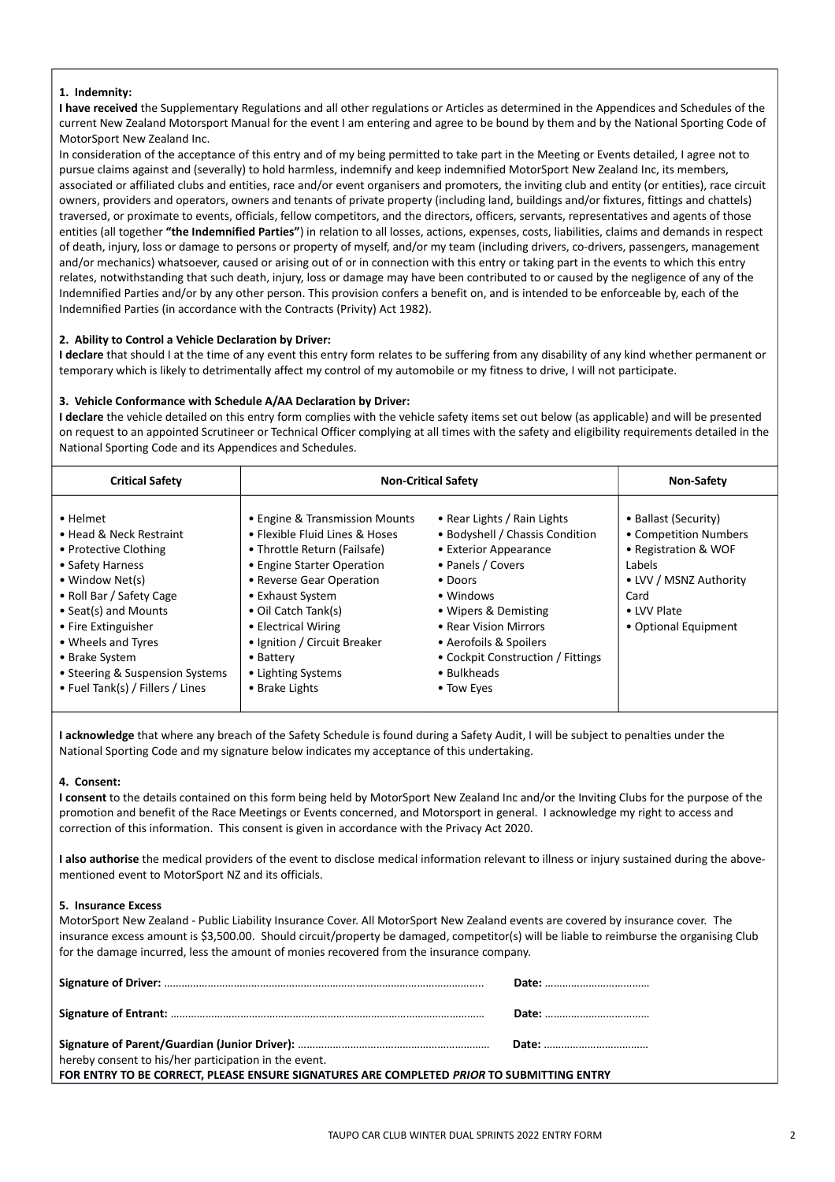**1. Indemnity:**

**I have received** the Supplementary Regulations and all other regulations or Articles as determined in the Appendices and Schedules of the current New Zealand Motorsport Manual for the event I am entering and agree to be bound by them and by the National Sporting Code of MotorSport New Zealand Inc.

In consideration of the acceptance of this entry and of my being permitted to take part in the Meeting or Events detailed, I agree not to pursue claims against and (severally) to hold harmless, indemnify and keep indemnified MotorSport New Zealand Inc, its members, associated or affiliated clubs and entities, race and/or event organisers and promoters, the inviting club and entity (or entities), race circuit owners, providers and operators, owners and tenants of private property (including land, buildings and/or fixtures, fittings and chattels) traversed, or proximate to events, officials, fellow competitors, and the directors, officers, servants, representatives and agents of those entities (all together **"the Indemnified Parties"**) in relation to all losses, actions, expenses, costs, liabilities, claims and demands in respect of death, injury, loss or damage to persons or property of myself, and/or my team (including drivers, co-drivers, passengers, management and/or mechanics) whatsoever, caused or arising out of or in connection with this entry or taking part in the events to which this entry relates, notwithstanding that such death, injury, loss or damage may have been contributed to or caused by the negligence of any of the Indemnified Parties and/or by any other person. This provision confers a benefit on, and is intended to be enforceable by, each of the Indemnified Parties (in accordance with the Contracts (Privity) Act 1982).

**2. Ability to Control a Vehicle Declaration by Driver:**

**I declare** that should I at the time of any event this entry form relates to be suffering from any disability of any kind whether permanent or temporary which is likely to detrimentally affect my control of my automobile or my fitness to drive, I will not participate.

**3. Vehicle Conformance with Schedule A/AA Declaration by Driver:**

**I declare** the vehicle detailed on this entry form complies with the vehicle safety items set out below (as applicable) and will be presented on request to an appointed Scrutineer or Technical Officer complying at all times with the safety and eligibility requirements detailed in the National Sporting Code and its Appendices and Schedules.

| Critical Safety | Non-Critical Safety | | Non-Safety |
|---|---|---|---|
| • Helmet<br>• Head & Neck Restraint<br>• Protective Clothing<br>• Safety Harness<br>• Window Net(s)<br>• Roll Bar / Safety Cage<br>• Seat(s) and Mounts<br>• Fire Extinguisher<br>• Wheels and Tyres<br>• Brake System<br>• Steering & Suspension Systems<br>• Fuel Tank(s) / Fillers / Lines | • Engine & Transmission Mounts<br>• Flexible Fluid Lines & Hoses<br>• Throttle Return (Failsafe)<br>• Engine Starter Operation<br>• Reverse Gear Operation<br>• Exhaust System<br>• Oil Catch Tank(s)<br>• Electrical Wiring<br>• Ignition / Circuit Breaker<br>• Battery<br>• Lighting Systems<br>• Brake Lights | • Rear Lights / Rain Lights<br>• Bodyshell / Chassis Condition<br>• Exterior Appearance<br>• Panels / Covers<br>• Doors<br>• Windows<br>• Wipers & Demisting<br>• Rear Vision Mirrors<br>• Aerofoils & Spoilers<br>• Cockpit Construction / Fittings<br>• Bulkheads<br>• Tow Eyes | • Ballast (Security)<br>• Competition Numbers<br>• Registration & WOF Labels<br>• LVV / MSNZ Authority Card<br>• LVV Plate<br>• Optional Equipment |

**I acknowledge** that where any breach of the Safety Schedule is found during a Safety Audit, I will be subject to penalties under the National Sporting Code and my signature below indicates my acceptance of this undertaking.

**4. Consent:**

**I consent** to the details contained on this form being held by MotorSport New Zealand Inc and/or the Inviting Clubs for the purpose of the promotion and benefit of the Race Meetings or Events concerned, and Motorsport in general. I acknowledge my right to access and correction of this information. This consent is given in accordance with the Privacy Act 2020.

**I also authorise** the medical providers of the event to disclose medical information relevant to illness or injury sustained during the above-mentioned event to MotorSport NZ and its officials.

**5. Insurance Excess**

MotorSport New Zealand - Public Liability Insurance Cover. All MotorSport New Zealand events are covered by insurance cover. The insurance excess amount is $3,500.00. Should circuit/property be damaged, competitor(s) will be liable to reimburse the organising Club for the damage incurred, less the amount of monies recovered from the insurance company.

**Signature of Driver:** …………………………………………………………………………………………….. **Date:** ………………………………

**Signature of Entrant:** …………………………………………………………………………………………… **Date:** ………………………………

**Signature of Parent/Guardian (Junior Driver):** ………………………………………………………… **Date:** ………………………………

hereby consent to his/her participation in the event.

**FOR ENTRY TO BE CORRECT, PLEASE ENSURE SIGNATURES ARE COMPLETED *PRIOR* TO SUBMITTING ENTRY**